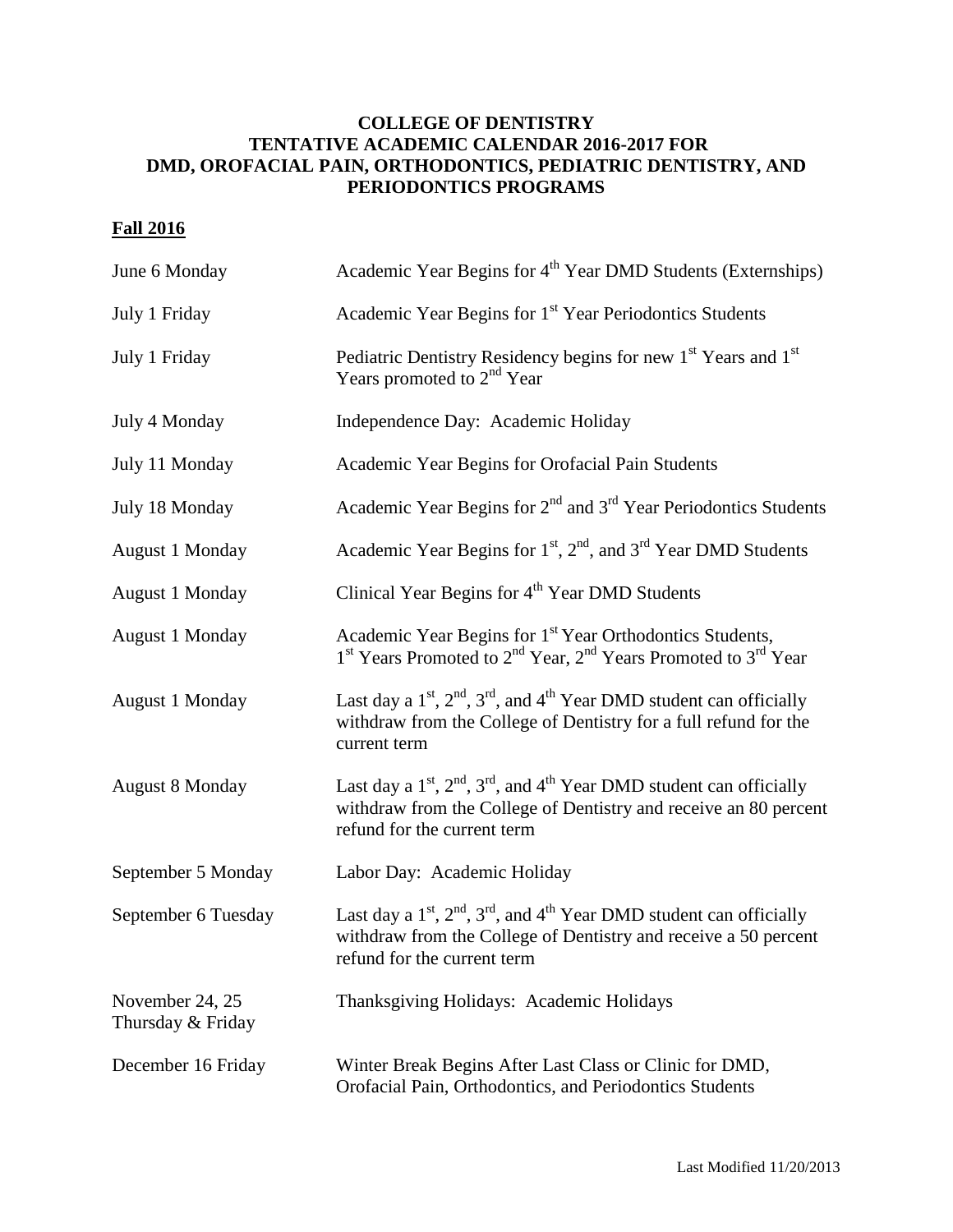**COLLEGE OF DENTISTRY**
**TENTATIVE ACADEMIC CALENDAR 2016-2017 FOR**
**DMD, OROFACIAL PAIN, ORTHODONTICS, PEDIATRIC DENTISTRY, AND PERIODONTICS PROGRAMS**

## Fall 2016

| | |
|---|---|
| June 6 Monday | Academic Year Begins for 4th Year DMD Students (Externships) |
| July 1 Friday | Academic Year Begins for 1st Year Periodontics Students |
| July 1 Friday | Pediatric Dentistry Residency begins for new 1st Years and 1st Years promoted to 2nd Year |
| July 4 Monday | Independence Day: Academic Holiday |
| July 11 Monday | Academic Year Begins for Orofacial Pain Students |
| July 18 Monday | Academic Year Begins for 2nd and 3rd Year Periodontics Students |
| August 1 Monday | Academic Year Begins for 1st, 2nd, and 3rd Year DMD Students |
| August 1 Monday | Clinical Year Begins for 4th Year DMD Students |
| August 1 Monday | Academic Year Begins for 1st Year Orthodontics Students, 1st Years Promoted to 2nd Year, 2nd Years Promoted to 3rd Year |
| August 1 Monday | Last day a 1st, 2nd, 3rd, and 4th Year DMD student can officially withdraw from the College of Dentistry for a full refund for the current term |
| August 8 Monday | Last day a 1st, 2nd, 3rd, and 4th Year DMD student can officially withdraw from the College of Dentistry and receive an 80 percent refund for the current term |
| September 5 Monday | Labor Day: Academic Holiday |
| September 6 Tuesday | Last day a 1st, 2nd, 3rd, and 4th Year DMD student can officially withdraw from the College of Dentistry and receive a 50 percent refund for the current term |
| November 24, 25 Thursday & Friday | Thanksgiving Holidays: Academic Holidays |
| December 16 Friday | Winter Break Begins After Last Class or Clinic for DMD, Orofacial Pain, Orthodontics, and Periodontics Students |

Last Modified 11/20/2013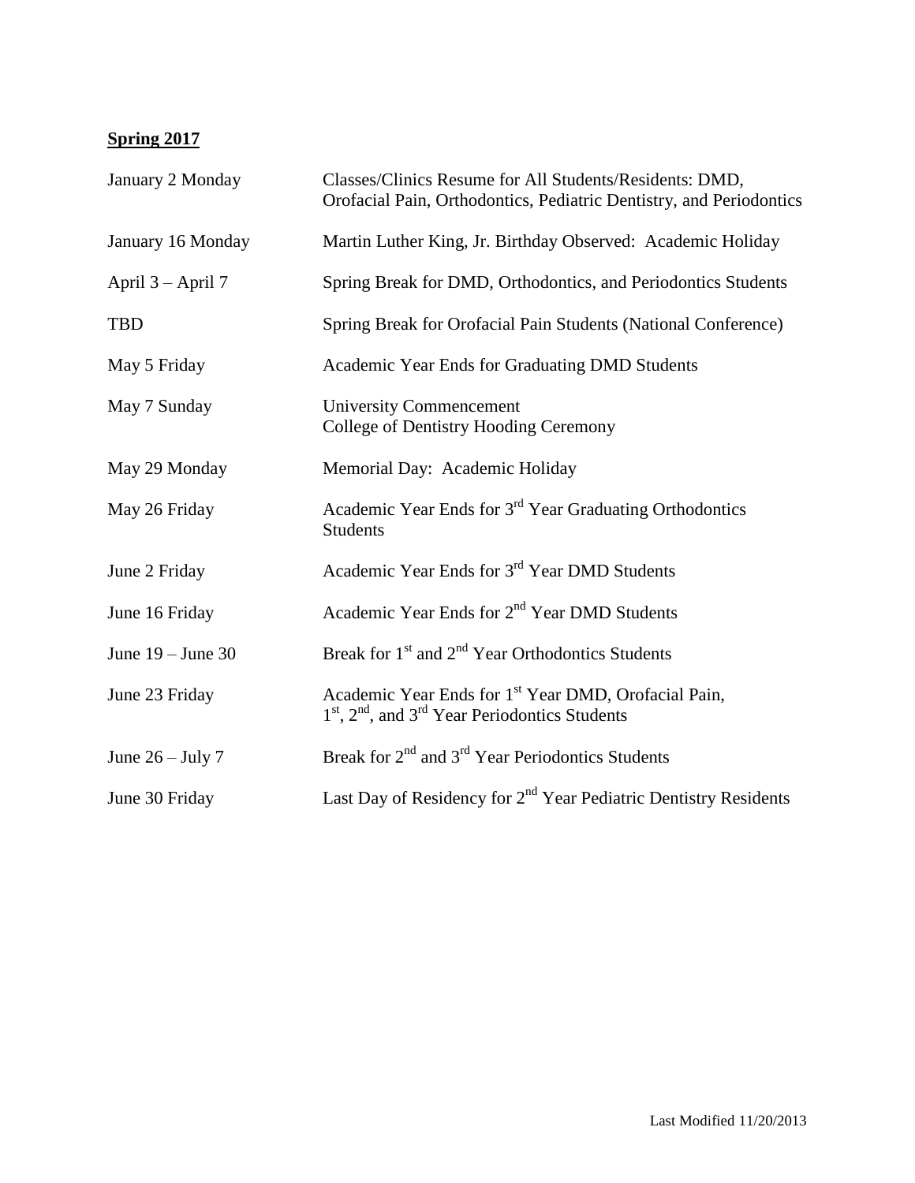**Spring 2017**

| | |
|---|---|
| January 2 Monday | Classes/Clinics Resume for All Students/Residents: DMD, Orofacial Pain, Orthodontics, Pediatric Dentistry, and Periodontics |
| January 16 Monday | Martin Luther King, Jr. Birthday Observed: Academic Holiday |
| April 3 – April 7 | Spring Break for DMD, Orthodontics, and Periodontics Students |
| TBD | Spring Break for Orofacial Pain Students (National Conference) |
| May 5 Friday | Academic Year Ends for Graduating DMD Students |
| May 7 Sunday | University Commencement<br>College of Dentistry Hooding Ceremony |
| May 29 Monday | Memorial Day: Academic Holiday |
| May 26 Friday | Academic Year Ends for 3rd Year Graduating Orthodontics Students |
| June 2 Friday | Academic Year Ends for 3rd Year DMD Students |
| June 16 Friday | Academic Year Ends for 2nd Year DMD Students |
| June 19 – June 30 | Break for 1st and 2nd Year Orthodontics Students |
| June 23 Friday | Academic Year Ends for 1st Year DMD, Orofacial Pain, 1st, 2nd, and 3rd Year Periodontics Students |
| June 26 – July 7 | Break for 2nd and 3rd Year Periodontics Students |
| June 30 Friday | Last Day of Residency for 2nd Year Pediatric Dentistry Residents |

Last Modified 11/20/2013